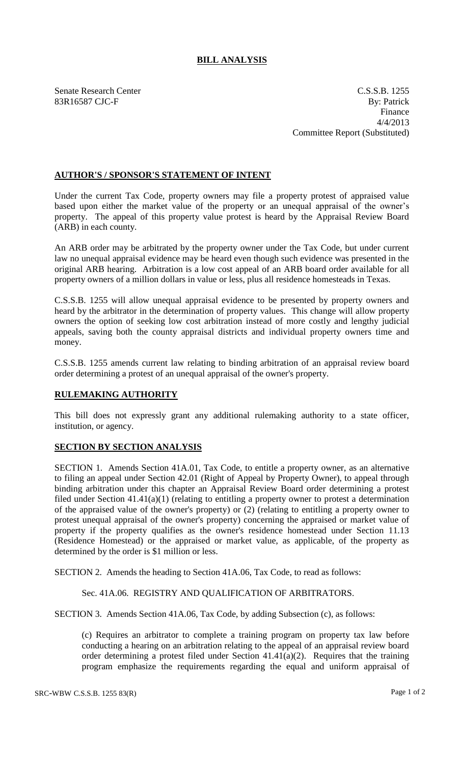# BILL ANALYSIS

Senate Research Center
83R16587 CJC-F

C.S.S.B. 1255
By: Patrick
Finance
4/4/2013
Committee Report (Substituted)

## AUTHOR'S / SPONSOR'S STATEMENT OF INTENT

Under the current Tax Code, property owners may file a property protest of appraised value based upon either the market value of the property or an unequal appraisal of the owner's property. The appeal of this property value protest is heard by the Appraisal Review Board (ARB) in each county.

An ARB order may be arbitrated by the property owner under the Tax Code, but under current law no unequal appraisal evidence may be heard even though such evidence was presented in the original ARB hearing. Arbitration is a low cost appeal of an ARB board order available for all property owners of a million dollars in value or less, plus all residence homesteads in Texas.

C.S.S.B. 1255 will allow unequal appraisal evidence to be presented by property owners and heard by the arbitrator in the determination of property values. This change will allow property owners the option of seeking low cost arbitration instead of more costly and lengthy judicial appeals, saving both the county appraisal districts and individual property owners time and money.

C.S.S.B. 1255 amends current law relating to binding arbitration of an appraisal review board order determining a protest of an unequal appraisal of the owner's property.

## RULEMAKING AUTHORITY

This bill does not expressly grant any additional rulemaking authority to a state officer, institution, or agency.

## SECTION BY SECTION ANALYSIS

SECTION 1. Amends Section 41A.01, Tax Code, to entitle a property owner, as an alternative to filing an appeal under Section 42.01 (Right of Appeal by Property Owner), to appeal through binding arbitration under this chapter an Appraisal Review Board order determining a protest filed under Section 41.41(a)(1) (relating to entitling a property owner to protest a determination of the appraised value of the owner's property) or (2) (relating to entitling a property owner to protest unequal appraisal of the owner's property) concerning the appraised or market value of property if the property qualifies as the owner's residence homestead under Section 11.13 (Residence Homestead) or the appraised or market value, as applicable, of the property as determined by the order is $1 million or less.

SECTION 2. Amends the heading to Section 41A.06, Tax Code, to read as follows:

Sec. 41A.06. REGISTRY AND QUALIFICATION OF ARBITRATORS.

SECTION 3. Amends Section 41A.06, Tax Code, by adding Subsection (c), as follows:

(c) Requires an arbitrator to complete a training program on property tax law before conducting a hearing on an arbitration relating to the appeal of an appraisal review board order determining a protest filed under Section 41.41(a)(2). Requires that the training program emphasize the requirements regarding the equal and uniform appraisal of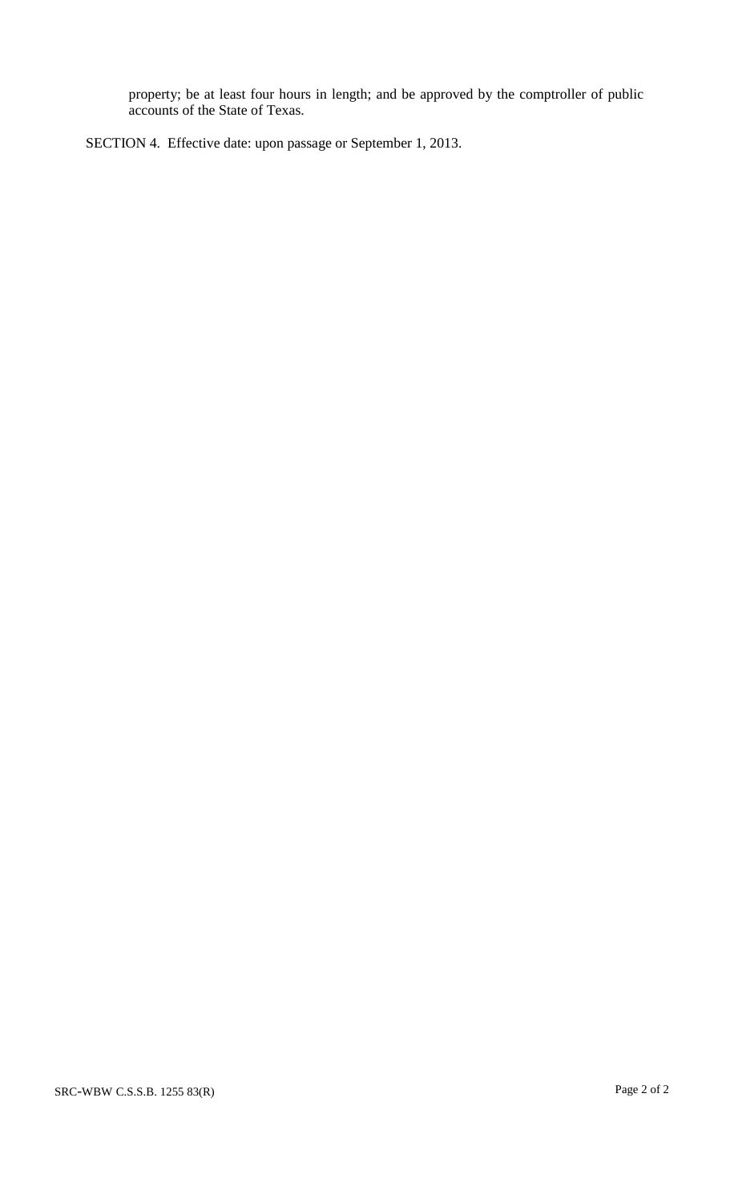property; be at least four hours in length; and be approved by the comptroller of public accounts of the State of Texas.

SECTION 4. Effective date: upon passage or September 1, 2013.